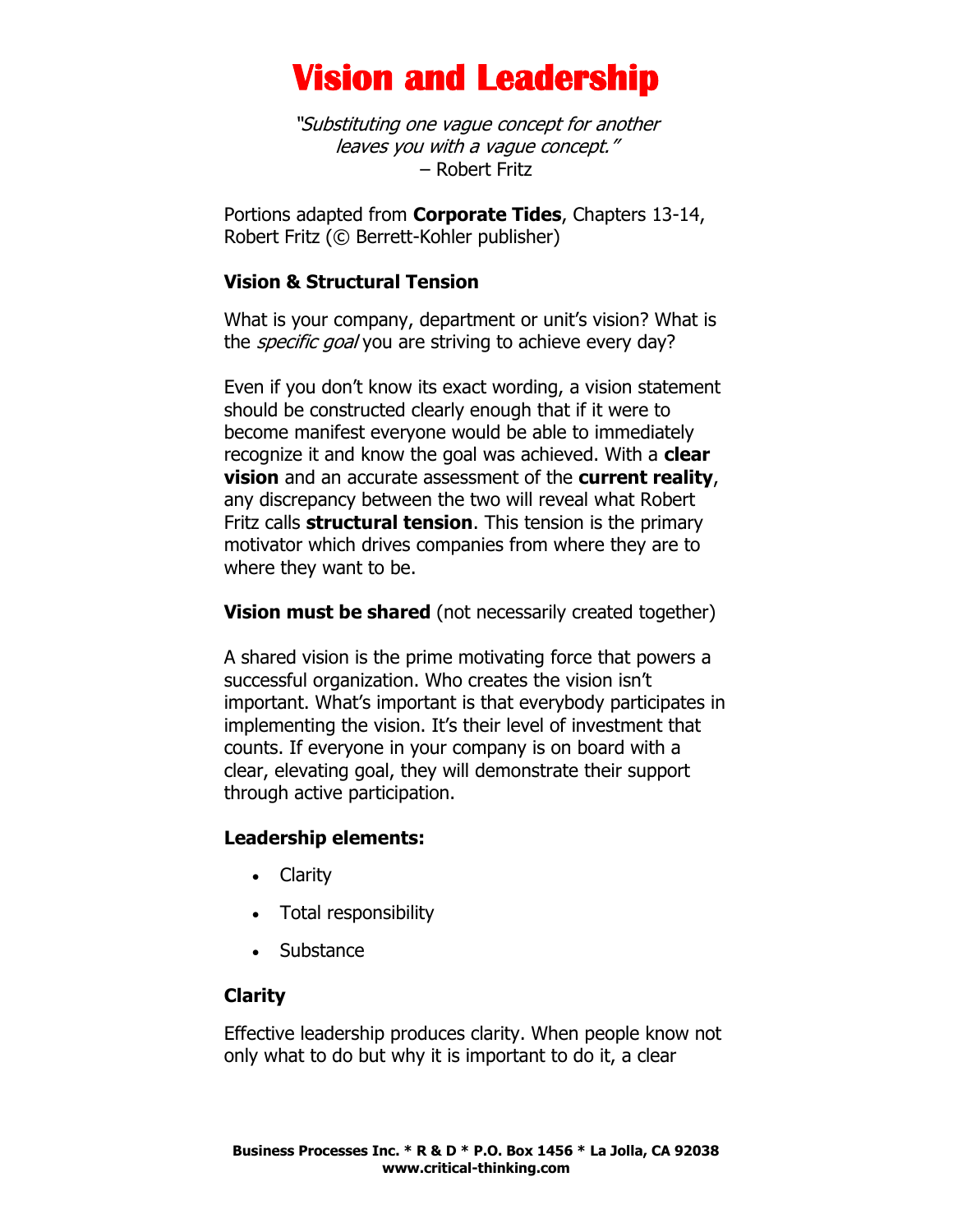# Vision and Leadership

*"Substituting one vague concept for another leaves you with a vague concept."*
– Robert Fritz

Portions adapted from **Corporate Tides**, Chapters 13-14, Robert Fritz (© Berrett-Kohler publisher)

### Vision & Structural Tension

What is your company, department or unit's vision? What is the *specific goal* you are striving to achieve every day?

Even if you don't know its exact wording, a vision statement should be constructed clearly enough that if it were to become manifest everyone would be able to immediately recognize it and know the goal was achieved. With a **clear vision** and an accurate assessment of the **current reality**, any discrepancy between the two will reveal what Robert Fritz calls **structural tension**. This tension is the primary motivator which drives companies from where they are to where they want to be.

**Vision must be shared** (not necessarily created together)

A shared vision is the prime motivating force that powers a successful organization. Who creates the vision isn't important. What's important is that everybody participates in implementing the vision. It's their level of investment that counts. If everyone in your company is on board with a clear, elevating goal, they will demonstrate their support through active participation.

### Leadership elements:

- Clarity
- Total responsibility
- Substance

### Clarity

Effective leadership produces clarity. When people know not only what to do but why it is important to do it, a clear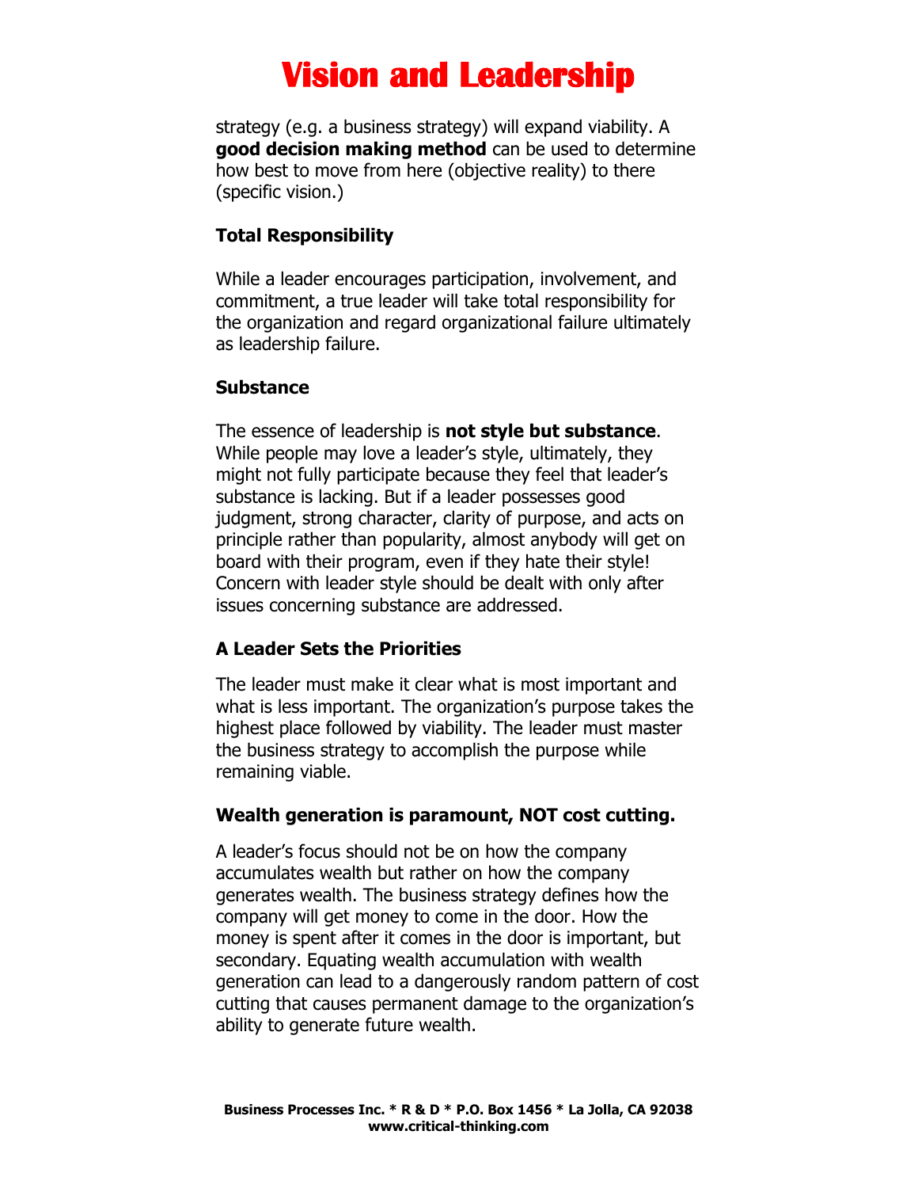strategy (e.g. a business strategy) will expand viability. A **good decision making method** can be used to determine how best to move from here (objective reality) to there (specific vision.)

### Total Responsibility

While a leader encourages participation, involvement, and commitment, a true leader will take total responsibility for the organization and regard organizational failure ultimately as leadership failure.

### Substance

The essence of leadership is **not style but substance**. While people may love a leader's style, ultimately, they might not fully participate because they feel that leader's substance is lacking. But if a leader possesses good judgment, strong character, clarity of purpose, and acts on principle rather than popularity, almost anybody will get on board with their program, even if they hate their style! Concern with leader style should be dealt with only after issues concerning substance are addressed.

### A Leader Sets the Priorities

The leader must make it clear what is most important and what is less important. The organization's purpose takes the highest place followed by viability. The leader must master the business strategy to accomplish the purpose while remaining viable.

### Wealth generation is paramount, NOT cost cutting.

A leader's focus should not be on how the company accumulates wealth but rather on how the company generates wealth. The business strategy defines how the company will get money to come in the door. How the money is spent after it comes in the door is important, but secondary. Equating wealth accumulation with wealth generation can lead to a dangerously random pattern of cost cutting that causes permanent damage to the organization's ability to generate future wealth.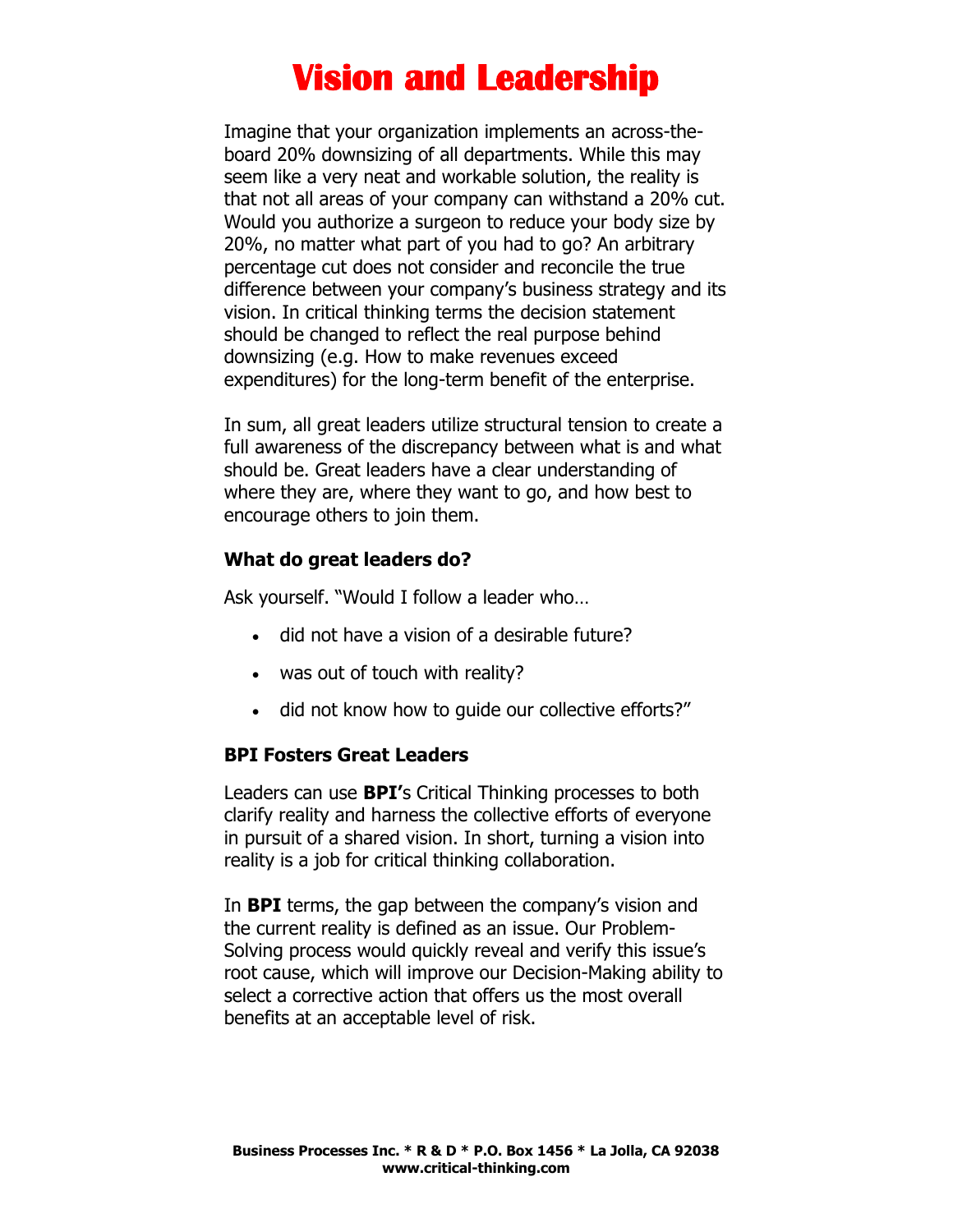# Vision and Leadership

Imagine that your organization implements an across-the-board 20% downsizing of all departments. While this may seem like a very neat and workable solution, the reality is that not all areas of your company can withstand a 20% cut. Would you authorize a surgeon to reduce your body size by 20%, no matter what part of you had to go? An arbitrary percentage cut does not consider and reconcile the true difference between your company's business strategy and its vision. In critical thinking terms the decision statement should be changed to reflect the real purpose behind downsizing (e.g. How to make revenues exceed expenditures) for the long-term benefit of the enterprise.

In sum, all great leaders utilize structural tension to create a full awareness of the discrepancy between what is and what should be. Great leaders have a clear understanding of where they are, where they want to go, and how best to encourage others to join them.

### What do great leaders do?

Ask yourself. "Would I follow a leader who…

- did not have a vision of a desirable future?
- was out of touch with reality?
- did not know how to guide our collective efforts?"

### BPI Fosters Great Leaders

Leaders can use **BPI'**s Critical Thinking processes to both clarify reality and harness the collective efforts of everyone in pursuit of a shared vision. In short, turning a vision into reality is a job for critical thinking collaboration.

In **BPI** terms, the gap between the company's vision and the current reality is defined as an issue. Our Problem-Solving process would quickly reveal and verify this issue's root cause, which will improve our Decision-Making ability to select a corrective action that offers us the most overall benefits at an acceptable level of risk.

**Business Processes Inc. * R & D * P.O. Box 1456 * La Jolla, CA 92038**
**www.critical-thinking.com**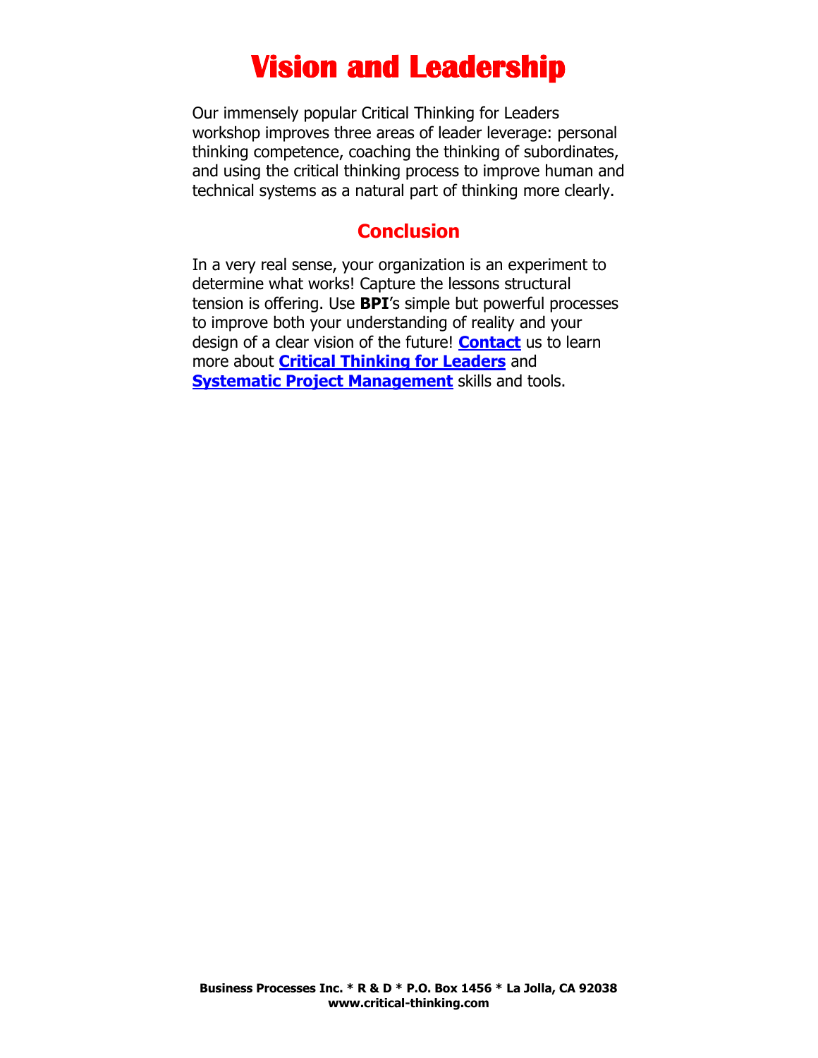# Vision and Leadership

Our immensely popular Critical Thinking for Leaders workshop improves three areas of leader leverage: personal thinking competence, coaching the thinking of subordinates, and using the critical thinking process to improve human and technical systems as a natural part of thinking more clearly.

## Conclusion

In a very real sense, your organization is an experiment to determine what works! Capture the lessons structural tension is offering. Use **BPI**'s simple but powerful processes to improve both your understanding of reality and your design of a clear vision of the future! **Contact** us to learn more about **Critical Thinking for Leaders** and **Systematic Project Management** skills and tools.

**Business Processes Inc. * R & D * P.O. Box 1456 * La Jolla, CA 92038**
**www.critical-thinking.com**